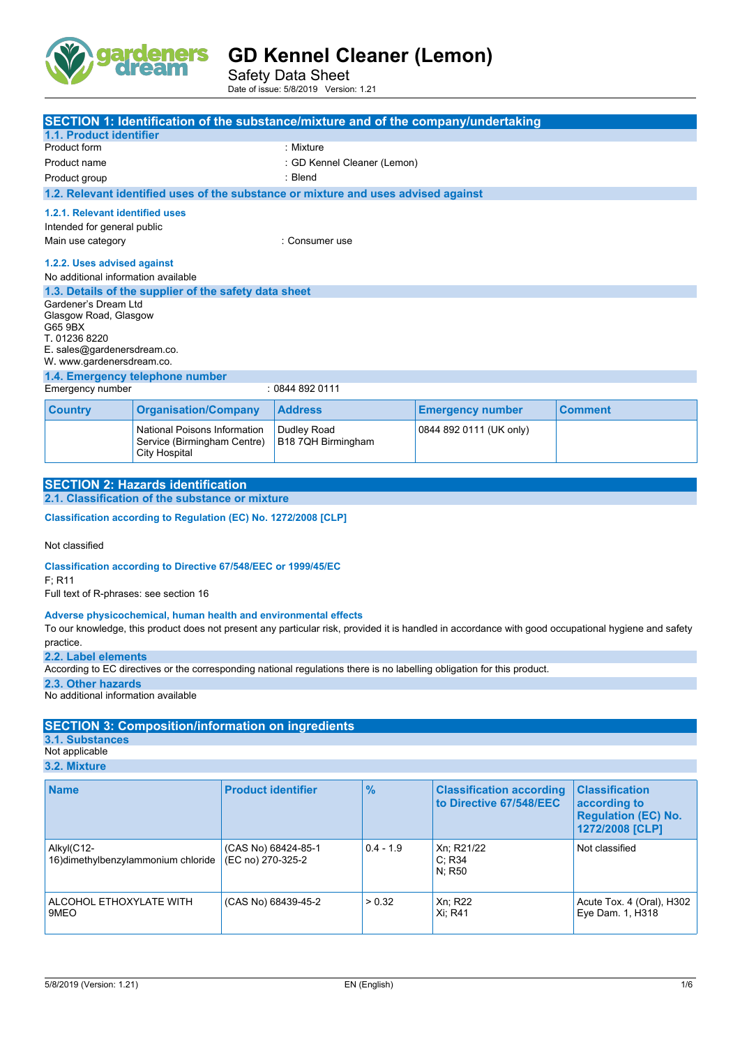# GD Kennel Cleaner (Lemon)

Safety Data Sheet

Date of issue: 5/8/2019 Version: 1.21

## SECTION 1: Identification of the substance/mixture and of the company/undertaking

### 1.1. Product identifier

Product form : Mixture

Product name : GD Kennel Cleaner (Lemon)

Product group : Blend

### 1.2. Relevant identified uses of the substance or mixture and uses advised against

#### 1.2.1. Relevant identified uses

Intended for general public

Main use category : Consumer use

#### 1.2.2. Uses advised against

No additional information available

### 1.3. Details of the supplier of the safety data sheet

Gardener's Dream Ltd
Glasgow Road, Glasgow
G65 9BX
T. 01236 8220
E. sales@gardenersdream.co.
W. www.gardenersdream.co.

### 1.4. Emergency telephone number

Emergency number : 0844 892 0111

| Country | Organisation/Company | Address | Emergency number | Comment |
|---|---|---|---|---|
| | National Poisons Information Service (Birmingham Centre) City Hospital | Dudley Road B18 7QH Birmingham | 0844 892 0111 (UK only) | |

## SECTION 2: Hazards identification

### 2.1. Classification of the substance or mixture

**Classification according to Regulation (EC) No. 1272/2008 [CLP]**

Not classified

**Classification according to Directive 67/548/EEC or 1999/45/EC**

F; R11

Full text of R-phrases: see section 16

**Adverse physicochemical, human health and environmental effects**

To our knowledge, this product does not present any particular risk, provided it is handled in accordance with good occupational hygiene and safety practice.

### 2.2. Label elements

According to EC directives or the corresponding national regulations there is no labelling obligation for this product.

### 2.3. Other hazards

No additional information available

## SECTION 3: Composition/information on ingredients

### 3.1. Substances

Not applicable

### 3.2. Mixture

| Name | Product identifier | % | Classification according to Directive 67/548/EEC | Classification according to Regulation (EC) No. 1272/2008 [CLP] |
|---|---|---|---|---|
| Alkyl(C12-16)dimethylbenzylammonium chloride | (CAS No) 68424-85-1<br>(EC no) 270-325-2 | 0.4 - 1.9 | Xn; R21/22<br>C; R34<br>N; R50 | Not classified |
| ALCOHOL ETHOXYLATE WITH 9MEO | (CAS No) 68439-45-2 | > 0.32 | Xn; R22<br>Xi; R41 | Acute Tox. 4 (Oral), H302<br>Eye Dam. 1, H318 |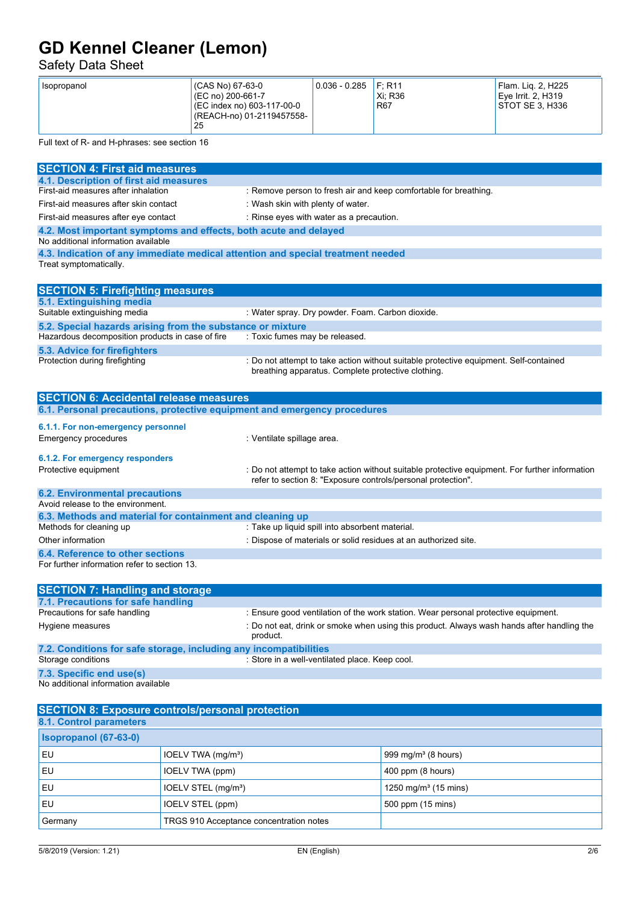| Isopropanol | (CAS No) 67-63-0<br>(EC no) 200-661-7<br>(EC index no) 603-117-00-0<br>(REACH-no) 01-2119457558-25 | 0.036 - 0.285 | F; R11<br>Xi; R36<br>R67 | Flam. Liq. 2, H225<br>Eye Irrit. 2, H319<br>STOT SE 3, H336 |
|---|---|---|---|---|

Full text of R- and H-phrases: see section 16

## SECTION 4: First aid measures

### 4.1. Description of first aid measures

First-aid measures after inhalation : Remove person to fresh air and keep comfortable for breathing.

First-aid measures after skin contact : Wash skin with plenty of water.

First-aid measures after eye contact : Rinse eyes with water as a precaution.

### 4.2. Most important symptoms and effects, both acute and delayed

No additional information available

### 4.3. Indication of any immediate medical attention and special treatment needed

Treat symptomatically.

## SECTION 5: Firefighting measures

### 5.1. Extinguishing media

Suitable extinguishing media : Water spray. Dry powder. Foam. Carbon dioxide.

### 5.2. Special hazards arising from the substance or mixture

Hazardous decomposition products in case of fire : Toxic fumes may be released.

### 5.3. Advice for firefighters

Protection during firefighting : Do not attempt to take action without suitable protective equipment. Self-contained breathing apparatus. Complete protective clothing.

## SECTION 6: Accidental release measures

### 6.1. Personal precautions, protective equipment and emergency procedures

#### 6.1.1. For non-emergency personnel

Emergency procedures : Ventilate spillage area.

#### 6.1.2. For emergency responders

Protective equipment : Do not attempt to take action without suitable protective equipment. For further information refer to section 8: "Exposure controls/personal protection".

### 6.2. Environmental precautions

Avoid release to the environment.

### 6.3. Methods and material for containment and cleaning up

Methods for cleaning up : Take up liquid spill into absorbent material.

Other information : Dispose of materials or solid residues at an authorized site.

### 6.4. Reference to other sections

For further information refer to section 13.

## SECTION 7: Handling and storage

### 7.1. Precautions for safe handling

Precautions for safe handling : Ensure good ventilation of the work station. Wear personal protective equipment.

Hygiene measures : Do not eat, drink or smoke when using this product. Always wash hands after handling the product.

### 7.2. Conditions for safe storage, including any incompatibilities

Storage conditions : Store in a well-ventilated place. Keep cool.

### 7.3. Specific end use(s)

No additional information available

## SECTION 8: Exposure controls/personal protection

### 8.1. Control parameters

| Isopropanol (67-63-0) | | |
|---|---|---|
| EU | IOELV TWA (mg/m³) | 999 mg/m³ (8 hours) |
| EU | IOELV TWA (ppm) | 400 ppm (8 hours) |
| EU | IOELV STEL (mg/m³) | 1250 mg/m³ (15 mins) |
| EU | IOELV STEL (ppm) | 500 ppm (15 mins) |
| Germany | TRGS 910 Acceptance concentration notes | |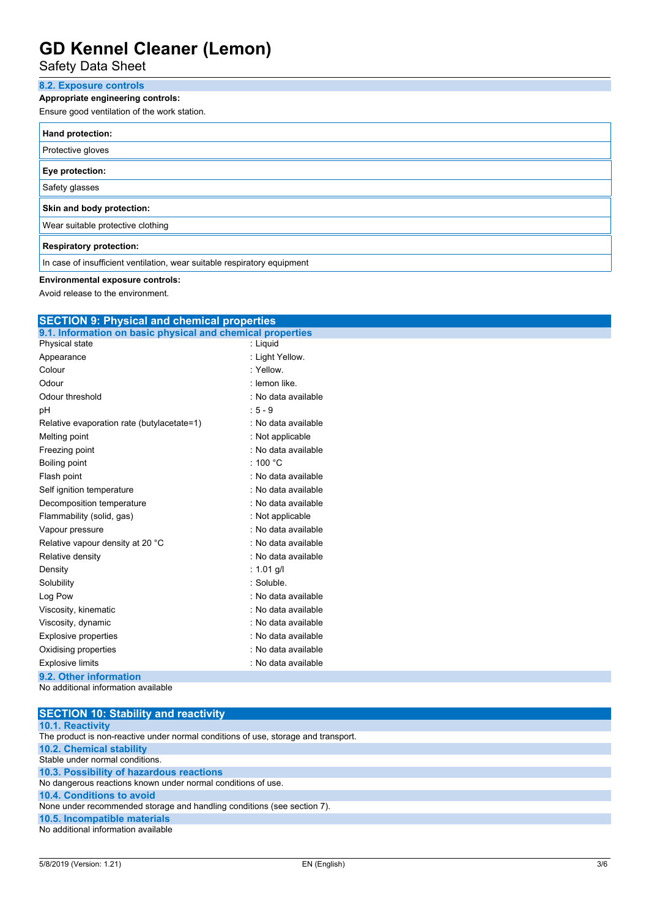### 8.2. Exposure controls

**Appropriate engineering controls:**

Ensure good ventilation of the work station.

| **Hand protection:** |
|---|
| Protective gloves |

| **Eye protection:** |
|---|
| Safety glasses |

| **Skin and body protection:** |
|---|
| Wear suitable protective clothing |

| **Respiratory protection:** |
|---|
| In case of insufficient ventilation, wear suitable respiratory equipment |

**Environmental exposure controls:**

Avoid release to the environment.

## SECTION 9: Physical and chemical properties

### 9.1. Information on basic physical and chemical properties

| | |
|---|---|
| Physical state | : Liquid |
| Appearance | : Light Yellow. |
| Colour | : Yellow. |
| Odour | : lemon like. |
| Odour threshold | : No data available |
| pH | : 5 - 9 |
| Relative evaporation rate (butylacetate=1) | : No data available |
| Melting point | : Not applicable |
| Freezing point | : No data available |
| Boiling point | : 100 °C |
| Flash point | : No data available |
| Self ignition temperature | : No data available |
| Decomposition temperature | : No data available |
| Flammability (solid, gas) | : Not applicable |
| Vapour pressure | : No data available |
| Relative vapour density at 20 °C | : No data available |
| Relative density | : No data available |
| Density | : 1.01 g/l |
| Solubility | : Soluble. |
| Log Pow | : No data available |
| Viscosity, kinematic | : No data available |
| Viscosity, dynamic | : No data available |
| Explosive properties | : No data available |
| Oxidising properties | : No data available |
| Explosive limits | : No data available |

### 9.2. Other information

No additional information available

## SECTION 10: Stability and reactivity

### 10.1. Reactivity

The product is non-reactive under normal conditions of use, storage and transport.

### 10.2. Chemical stability

Stable under normal conditions.

### 10.3. Possibility of hazardous reactions

No dangerous reactions known under normal conditions of use.

### 10.4. Conditions to avoid

None under recommended storage and handling conditions (see section 7).

### 10.5. Incompatible materials

No additional information available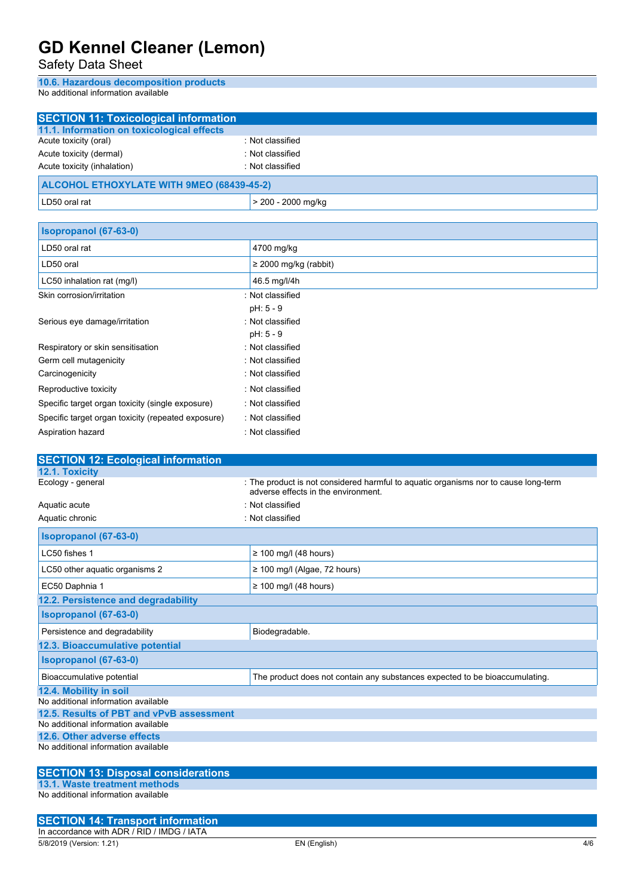### 10.6. Hazardous decomposition products

No additional information available

## SECTION 11: Toxicological information

### 11.1. Information on toxicological effects

Acute toxicity (oral) : Not classified

Acute toxicity (dermal) : Not classified

Acute toxicity (inhalation) : Not classified

| ALCOHOL ETHOXYLATE WITH 9MEO (68439-45-2) | |
|---|---|
| LD50 oral rat | > 200 - 2000 mg/kg |

| Isopropanol (67-63-0) | |
|---|---|
| LD50 oral rat | 4700 mg/kg |
| LD50 oral | ≥ 2000 mg/kg (rabbit) |
| LC50 inhalation rat (mg/l) | 46.5 mg/l/4h |

Skin corrosion/irritation : Not classified

pH: 5 - 9

Serious eye damage/irritation : Not classified

pH: 5 - 9

Respiratory or skin sensitisation : Not classified

Germ cell mutagenicity : Not classified

Carcinogenicity : Not classified

Reproductive toxicity : Not classified

Specific target organ toxicity (single exposure) : Not classified

Specific target organ toxicity (repeated exposure) : Not classified

Aspiration hazard : Not classified

## SECTION 12: Ecological information

### 12.1. Toxicity

Ecology - general : The product is not considered harmful to aquatic organisms nor to cause long-term adverse effects in the environment.

Aquatic acute : Not classified

Aquatic chronic : Not classified

| Isopropanol (67-63-0) | |
|---|---|
| LC50 fishes 1 | ≥ 100 mg/l (48 hours) |
| LC50 other aquatic organisms 2 | ≥ 100 mg/l (Algae, 72 hours) |
| EC50 Daphnia 1 | ≥ 100 mg/l (48 hours) |

### 12.2. Persistence and degradability

| Isopropanol (67-63-0) | |
|---|---|
| Persistence and degradability | Biodegradable. |

### 12.3. Bioaccumulative potential

| Isopropanol (67-63-0) | |
|---|---|
| Bioaccumulative potential | The product does not contain any substances expected to be bioaccumulating. |

### 12.4. Mobility in soil

No additional information available

### 12.5. Results of PBT and vPvB assessment

No additional information available

### 12.6. Other adverse effects

No additional information available

## SECTION 13: Disposal considerations

### 13.1. Waste treatment methods

No additional information available

## SECTION 14: Transport information

In accordance with ADR / RID / IMDG / IATA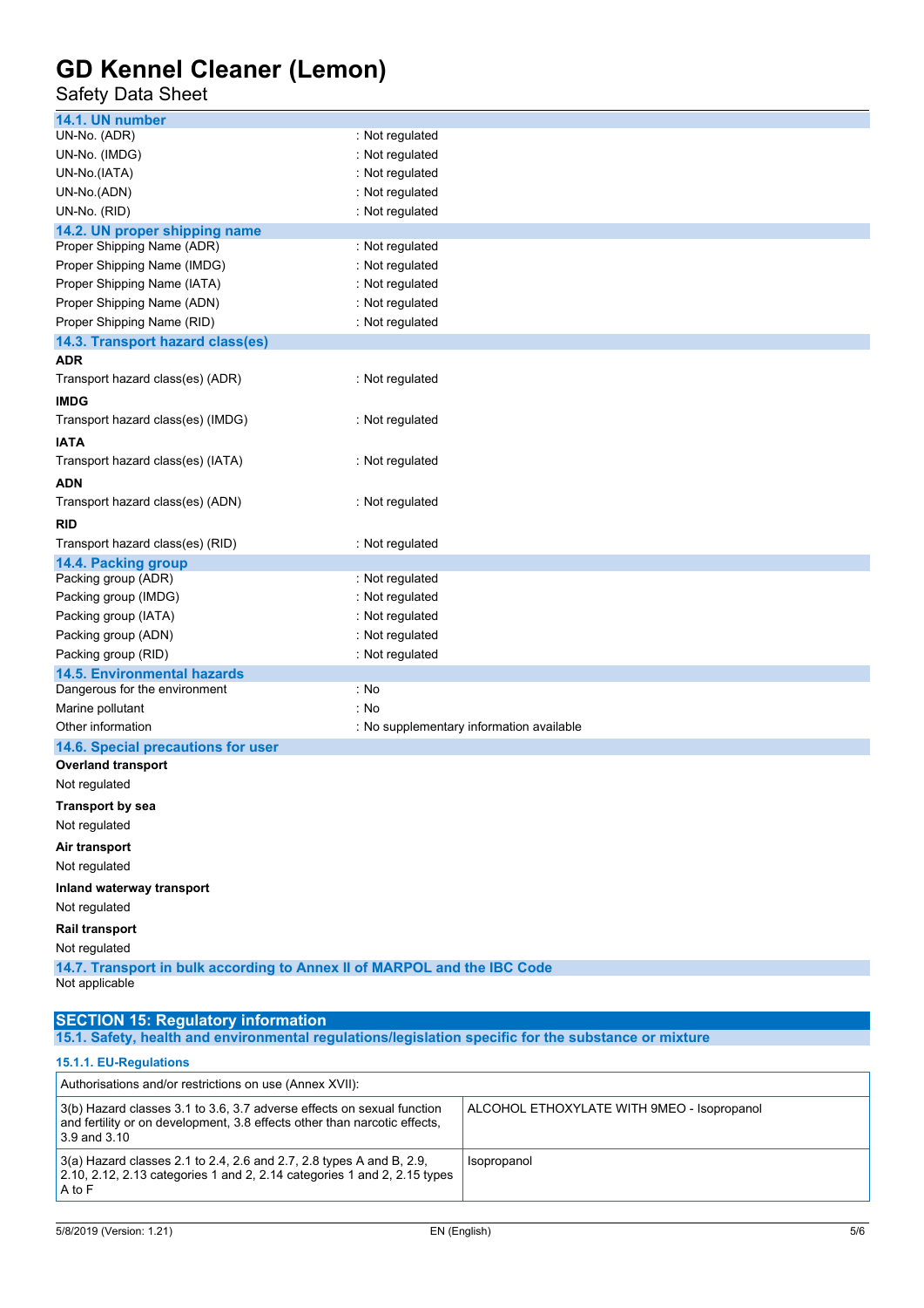### 14.1. UN number

UN-No. (ADR) : Not regulated
UN-No. (IMDG) : Not regulated
UN-No.(IATA) : Not regulated
UN-No.(ADN) : Not regulated
UN-No. (RID) : Not regulated

### 14.2. UN proper shipping name

Proper Shipping Name (ADR) : Not regulated
Proper Shipping Name (IMDG) : Not regulated
Proper Shipping Name (IATA) : Not regulated
Proper Shipping Name (ADN) : Not regulated
Proper Shipping Name (RID) : Not regulated

### 14.3. Transport hazard class(es)

**ADR**

Transport hazard class(es) (ADR) : Not regulated

**IMDG**

Transport hazard class(es) (IMDG) : Not regulated

**IATA**

Transport hazard class(es) (IATA) : Not regulated

**ADN**

Transport hazard class(es) (ADN) : Not regulated

**RID**

Transport hazard class(es) (RID) : Not regulated

### 14.4. Packing group

Packing group (ADR) : Not regulated
Packing group (IMDG) : Not regulated
Packing group (IATA) : Not regulated
Packing group (ADN) : Not regulated
Packing group (RID) : Not regulated

### 14.5. Environmental hazards

Dangerous for the environment : No
Marine pollutant : No
Other information : No supplementary information available

### 14.6. Special precautions for user

**Overland transport**

Not regulated

**Transport by sea**

Not regulated

**Air transport**

Not regulated

**Inland waterway transport**

Not regulated

**Rail transport**

Not regulated

### 14.7. Transport in bulk according to Annex II of MARPOL and the IBC Code

Not applicable

## SECTION 15: Regulatory information

### 15.1. Safety, health and environmental regulations/legislation specific for the substance or mixture

#### 15.1.1. EU-Regulations

| Authorisations and/or restrictions on use (Annex XVII): | |
|---|---|
| 3(b) Hazard classes 3.1 to 3.6, 3.7 adverse effects on sexual function and fertility or on development, 3.8 effects other than narcotic effects, 3.9 and 3.10 | ALCOHOL ETHOXYLATE WITH 9MEO - Isopropanol |
| 3(a) Hazard classes 2.1 to 2.4, 2.6 and 2.7, 2.8 types A and B, 2.9, 2.10, 2.12, 2.13 categories 1 and 2, 2.14 categories 1 and 2, 2.15 types A to F | Isopropanol |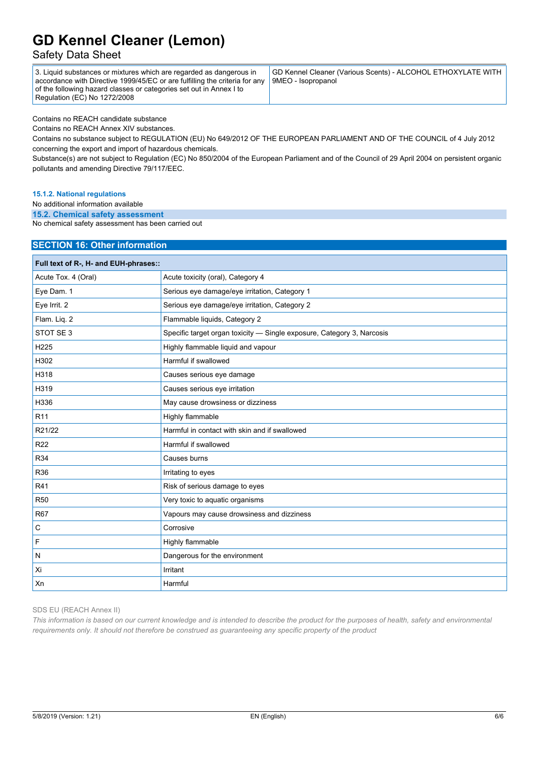| | |
|---|---|
| 3. Liquid substances or mixtures which are regarded as dangerous in accordance with Directive 1999/45/EC or are fulfilling the criteria for any of the following hazard classes or categories set out in Annex I to Regulation (EC) No 1272/2008 | GD Kennel Cleaner (Various Scents) - ALCOHOL ETHOXYLATE WITH 9MEO - Isopropanol |

Contains no REACH candidate substance

Contains no REACH Annex XIV substances.

Contains no substance subject to REGULATION (EU) No 649/2012 OF THE EUROPEAN PARLIAMENT AND OF THE COUNCIL of 4 July 2012 concerning the export and import of hazardous chemicals.

Substance(s) are not subject to Regulation (EC) No 850/2004 of the European Parliament and of the Council of 29 April 2004 on persistent organic pollutants and amending Directive 79/117/EEC.

#### 15.1.2. National regulations

No additional information available

### 15.2. Chemical safety assessment

No chemical safety assessment has been carried out

## SECTION 16: Other information

| Full text of R-, H- and EUH-phrases:: | |
|---|---|
| Acute Tox. 4 (Oral) | Acute toxicity (oral), Category 4 |
| Eye Dam. 1 | Serious eye damage/eye irritation, Category 1 |
| Eye Irrit. 2 | Serious eye damage/eye irritation, Category 2 |
| Flam. Liq. 2 | Flammable liquids, Category 2 |
| STOT SE 3 | Specific target organ toxicity — Single exposure, Category 3, Narcosis |
| H225 | Highly flammable liquid and vapour |
| H302 | Harmful if swallowed |
| H318 | Causes serious eye damage |
| H319 | Causes serious eye irritation |
| H336 | May cause drowsiness or dizziness |
| R11 | Highly flammable |
| R21/22 | Harmful in contact with skin and if swallowed |
| R22 | Harmful if swallowed |
| R34 | Causes burns |
| R36 | Irritating to eyes |
| R41 | Risk of serious damage to eyes |
| R50 | Very toxic to aquatic organisms |
| R67 | Vapours may cause drowsiness and dizziness |
| C | Corrosive |
| F | Highly flammable |
| N | Dangerous for the environment |
| Xi | Irritant |
| Xn | Harmful |

SDS EU (REACH Annex II)

*This information is based on our current knowledge and is intended to describe the product for the purposes of health, safety and environmental requirements only. It should not therefore be construed as guaranteeing any specific property of the product*